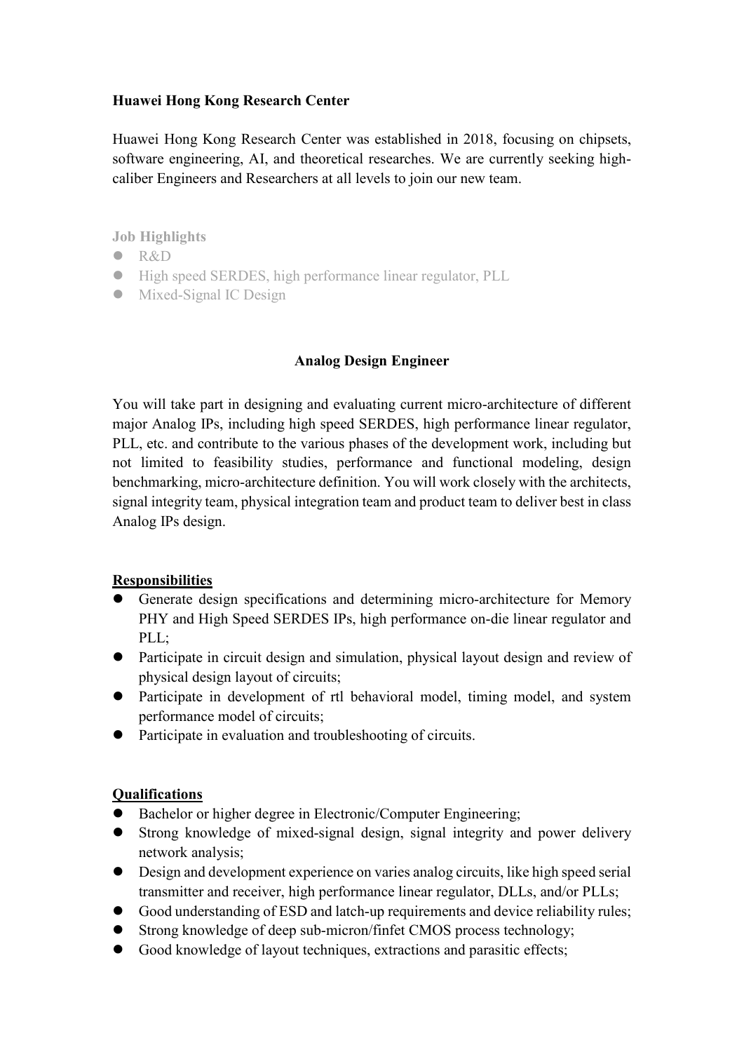**Huawei Hong Kong Research Center**

Huawei Hong Kong Research Center was established in 2018, focusing on chipsets, software engineering, AI, and theoretical researches. We are currently seeking high-caliber Engineers and Researchers at all levels to join our new team.

**Job Highlights**

- R&D
- High speed SERDES, high performance linear regulator, PLL
- Mixed-Signal IC Design

## Analog Design Engineer

You will take part in designing and evaluating current micro-architecture of different major Analog IPs, including high speed SERDES, high performance linear regulator, PLL, etc. and contribute to the various phases of the development work, including but not limited to feasibility studies, performance and functional modeling, design benchmarking, micro-architecture definition. You will work closely with the architects, signal integrity team, physical integration team and product team to deliver best in class Analog IPs design.

**Responsibilities**

- Generate design specifications and determining micro-architecture for Memory PHY and High Speed SERDES IPs, high performance on-die linear regulator and PLL;
- Participate in circuit design and simulation, physical layout design and review of physical design layout of circuits;
- Participate in development of rtl behavioral model, timing model, and system performance model of circuits;
- Participate in evaluation and troubleshooting of circuits.

**Qualifications**

- Bachelor or higher degree in Electronic/Computer Engineering;
- Strong knowledge of mixed-signal design, signal integrity and power delivery network analysis;
- Design and development experience on varies analog circuits, like high speed serial transmitter and receiver, high performance linear regulator, DLLs, and/or PLLs;
- Good understanding of ESD and latch-up requirements and device reliability rules;
- Strong knowledge of deep sub-micron/finfet CMOS process technology;
- Good knowledge of layout techniques, extractions and parasitic effects;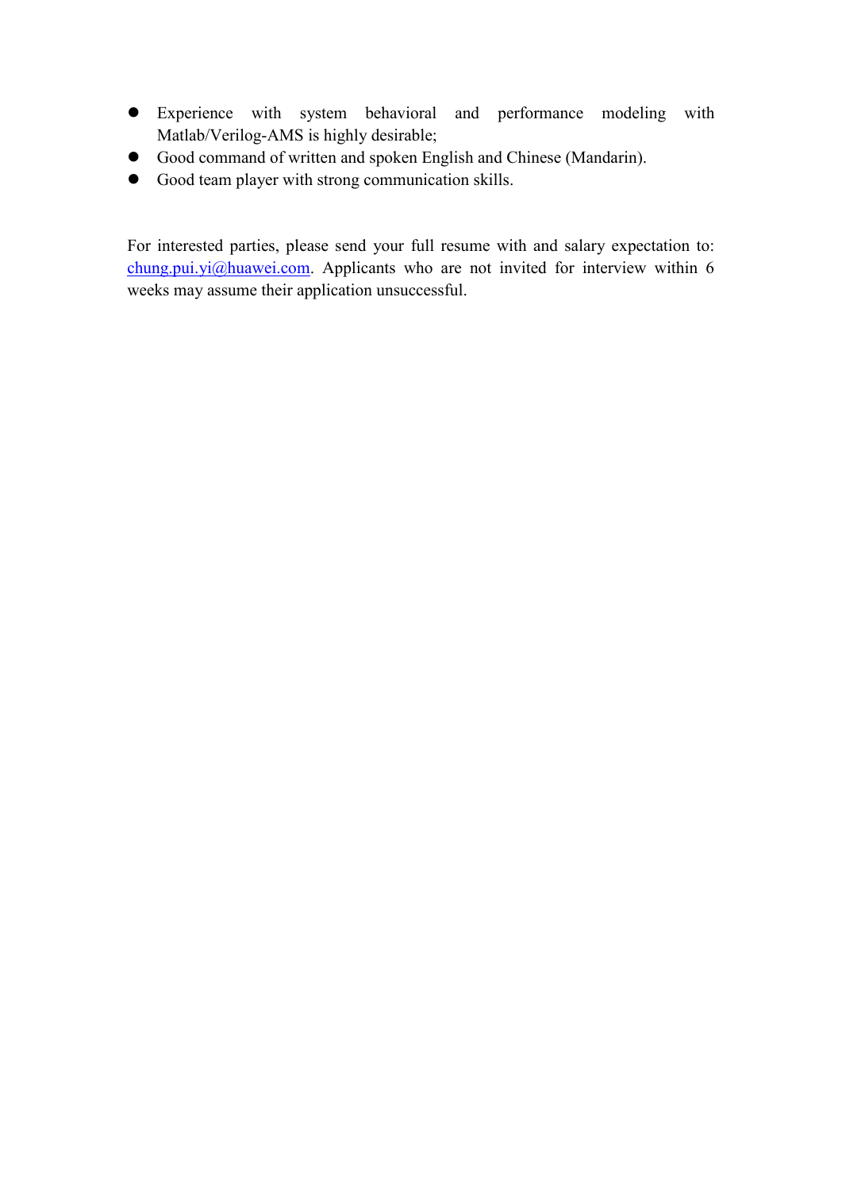- Experience with system behavioral and performance modeling with Matlab/Verilog-AMS is highly desirable;
- Good command of written and spoken English and Chinese (Mandarin).
- Good team player with strong communication skills.

For interested parties, please send your full resume with and salary expectation to: chung.pui.yi@huawei.com. Applicants who are not invited for interview within 6 weeks may assume their application unsuccessful.